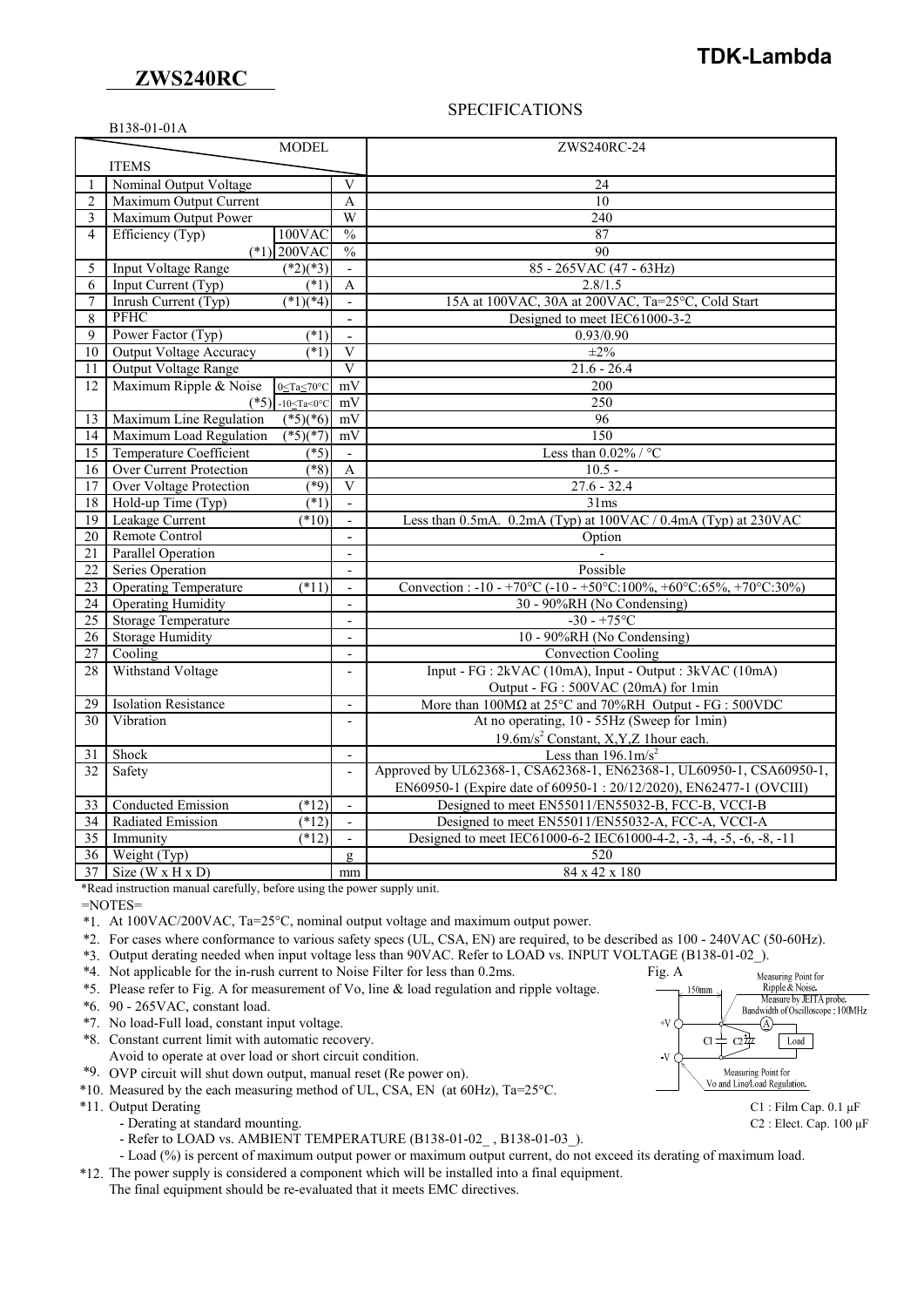# ZWS240RC

TDK-Lambda

## SPECIFICATIONS

B138-01-01A

| No. | ITEMS | | | MODEL: ZWS240RC-24 |
|---|---|---|---|---|
| 1 | Nominal Output Voltage | | V | 24 |
| 2 | Maximum Output Current | | A | 10 |
| 3 | Maximum Output Power | | W | 240 |
| 4 | Efficiency (Typ) (*1) | 100VAC | % | 87 |
| | | 200VAC | % | 90 |
| 5 | Input Voltage Range | (*2)(*3) | - | 85 - 265VAC (47 - 63Hz) |
| 6 | Input Current (Typ) | (*1) | A | 2.8/1.5 |
| 7 | Inrush Current (Typ) | (*1)(*4) | - | 15A at 100VAC, 30A at 200VAC, Ta=25°C, Cold Start |
| 8 | PFHC | | - | Designed to meet IEC61000-3-2 |
| 9 | Power Factor (Typ) | (*1) | - | 0.93/0.90 |
| 10 | Output Voltage Accuracy | (*1) | V | ±2% |
| 11 | Output Voltage Range | | V | 21.6 - 26.4 |
| 12 | Maximum Ripple & Noise (*5) | 0≤Ta≤70°C | mV | 200 |
| | | -10≤Ta<0°C | mV | 250 |
| 13 | Maximum Line Regulation | (*5)(*6) | mV | 96 |
| 14 | Maximum Load Regulation | (*5)(*7) | mV | 150 |
| 15 | Temperature Coefficient | (*5) | - | Less than 0.02% / °C |
| 16 | Over Current Protection | (*8) | A | 10.5 - |
| 17 | Over Voltage Protection | (*9) | V | 27.6 - 32.4 |
| 18 | Hold-up Time (Typ) | (*1) | - | 31ms |
| 19 | Leakage Current | (*10) | - | Less than 0.5mA. 0.2mA (Typ) at 100VAC / 0.4mA (Typ) at 230VAC |
| 20 | Remote Control | | - | Option |
| 21 | Parallel Operation | | - | - |
| 22 | Series Operation | | - | Possible |
| 23 | Operating Temperature | (*11) | - | Convection : -10 - +70°C (-10 - +50°C:100%, +60°C:65%, +70°C:30%) |
| 24 | Operating Humidity | | - | 30 - 90%RH (No Condensing) |
| 25 | Storage Temperature | | - | -30 - +75°C |
| 26 | Storage Humidity | | - | 10 - 90%RH (No Condensing) |
| 27 | Cooling | | - | Convection Cooling |
| 28 | Withstand Voltage | | - | Input - FG : 2kVAC (10mA), Input - Output : 3kVAC (10mA)<br>Output - FG : 500VAC (20mA) for 1min |
| 29 | Isolation Resistance | | - | More than 100MΩ at 25°C and 70%RH Output - FG : 500VDC |
| 30 | Vibration | | - | At no operating, 10 - 55Hz (Sweep for 1min)<br>19.6m/s$^2$ Constant, X,Y,Z 1hour each. |
| 31 | Shock | | - | Less than 196.1m/s$^2$ |
| 32 | Safety | | - | Approved by UL62368-1, CSA62368-1, EN62368-1, UL60950-1, CSA60950-1,<br>EN60950-1 (Expire date of 60950-1 : 20/12/2020), EN62477-1 (OVCIII) |
| 33 | Conducted Emission | (*12) | - | Designed to meet EN55011/EN55032-B, FCC-B, VCCI-B |
| 34 | Radiated Emission | (*12) | - | Designed to meet EN55011/EN55032-A, FCC-A, VCCI-A |
| 35 | Immunity | (*12) | - | Designed to meet IEC61000-6-2 IEC61000-4-2, -3, -4, -5, -6, -8, -11 |
| 36 | Weight (Typ) | | g | 520 |
| 37 | Size (W x H x D) | | mm | 84 x 42 x 180 |

*Read instruction manual carefully, before using the power supply unit.

=NOTES=

*1. At 100VAC/200VAC, Ta=25°C, nominal output voltage and maximum output power.

*2. For cases where conformance to various safety specs (UL, CSA, EN) are required, to be described as 100 - 240VAC (50-60Hz).

*3. Output derating needed when input voltage less than 90VAC. Refer to LOAD vs. INPUT VOLTAGE (B138-01-02_).

*4. Not applicable for the in-rush current to Noise Filter for less than 0.2ms.

*5. Please refer to Fig. A for measurement of Vo, line & load regulation and ripple voltage.

*6. 90 - 265VAC, constant load.

*7. No load-Full load, constant input voltage.

*8. Constant current limit with automatic recovery.
Avoid to operate at over load or short circuit condition.

*9. OVP circuit will shut down output, manual reset (Re power on).

*10. Measured by the each measuring method of UL, CSA, EN (at 60Hz), Ta=25°C.

*11. Output Derating
- Derating at standard mounting.
- Refer to LOAD vs. AMBIENT TEMPERATURE (B138-01-02_ , B138-01-03_).
- Load (%) is percent of maximum output power or maximum output current, do not exceed its derating of maximum load.

*12. The power supply is considered a component which will be installed into a final equipment.
The final equipment should be re-evaluated that it meets EMC directives.

Fig. A

150mm

Measuring Point for Ripple & Noise. Measure by JEITA probe. Bandwidth of Oscilloscope : 100MHz

+V, -V, C1, C2, Load

Measuring Point for Vo and Line/Load Regulation.

C1 : Film Cap. 0.1 μF

C2 : Elect. Cap. 100 μF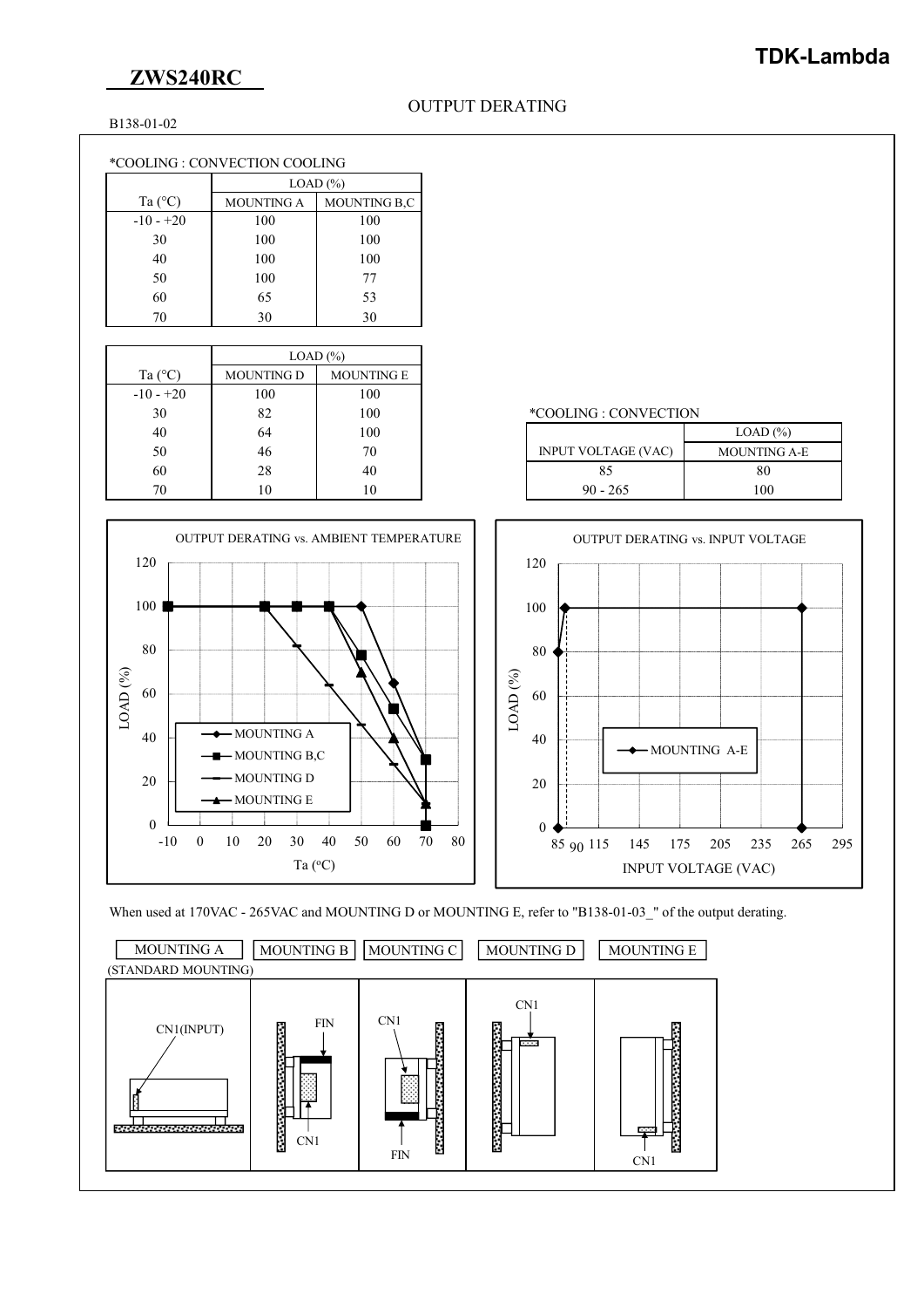# ZWS240RC

## OUTPUT DERATING

B138-01-02

*COOLING : CONVECTION COOLING

| Ta (°C) | LOAD (%) | |
|---|---|---|
| | MOUNTING A | MOUNTING B,C |
| -10 - +20 | 100 | 100 |
| 30 | 100 | 100 |
| 40 | 100 | 100 |
| 50 | 100 | 77 |
| 60 | 65 | 53 |
| 70 | 30 | 30 |

| Ta (°C) | LOAD (%) | |
|---|---|---|
| | MOUNTING D | MOUNTING E |
| -10 - +20 | 100 | 100 |
| 30 | 82 | 100 |
| 40 | 64 | 100 |
| 50 | 46 | 70 |
| 60 | 28 | 40 |
| 70 | 10 | 10 |

*COOLING : CONVECTION

| INPUT VOLTAGE (VAC) | LOAD (%) |
|---|---|
| | MOUNTING A-E |
| 85 | 80 |
| 90 - 265 | 100 |

OUTPUT DERATING vs. AMBIENT TEMPERATURE

OUTPUT DERATING vs. INPUT VOLTAGE

When used at 170VAC - 265VAC and MOUNTING D or MOUNTING E, refer to "B138-01-03_" of the output derating.

MOUNTING A (STANDARD MOUNTING) | MOUNTING B | MOUNTING C | MOUNTING D | MOUNTING E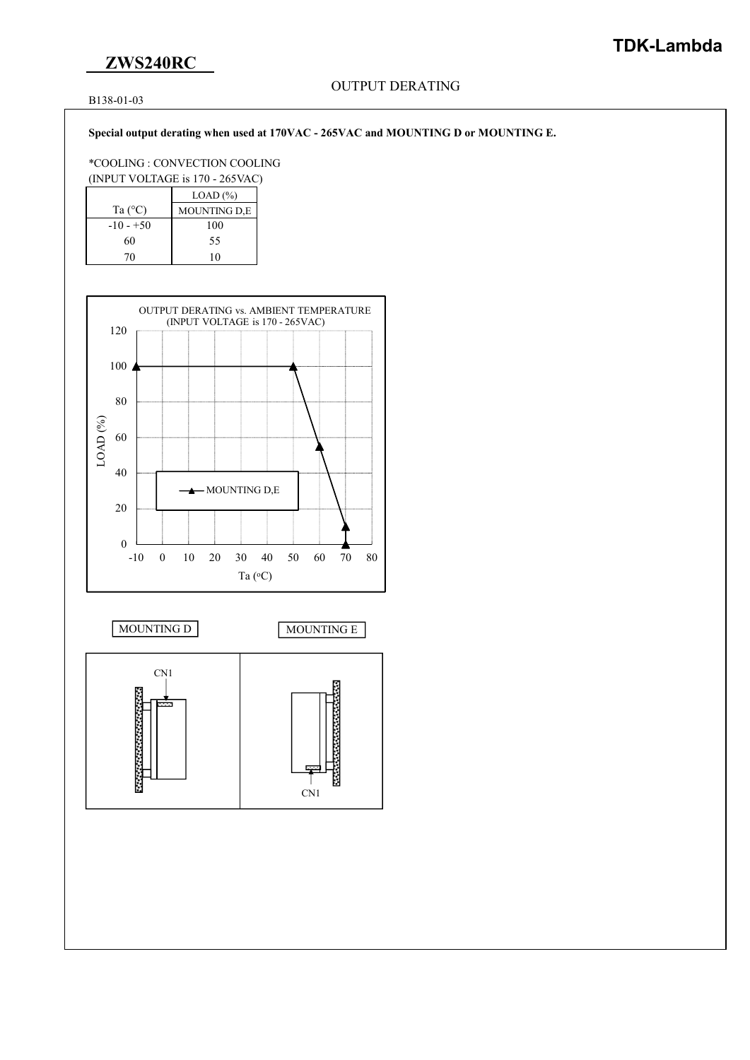## ZWS240RC

**TDK-Lambda**

OUTPUT DERATING

B138-01-03

**Special output derating when used at 170VAC - 265VAC and MOUNTING D or MOUNTING E.**

*COOLING : CONVECTION COOLING
(INPUT VOLTAGE is 170 - 265VAC)

| Ta (°C) | LOAD (%) MOUNTING D,E |
|---|---|
| -10 - +50 | 100 |
| 60 | 55 |
| 70 | 10 |

OUTPUT DERATING vs. AMBIENT TEMPERATURE
(INPUT VOLTAGE is 170 - 265VAC)

LOAD (%)

120
100
80
60
40
20
0

-10 0 10 20 30 40 50 60 70 80

Ta (°C)

MOUNTING D,E

MOUNTING D

MOUNTING E

CN1

CN1